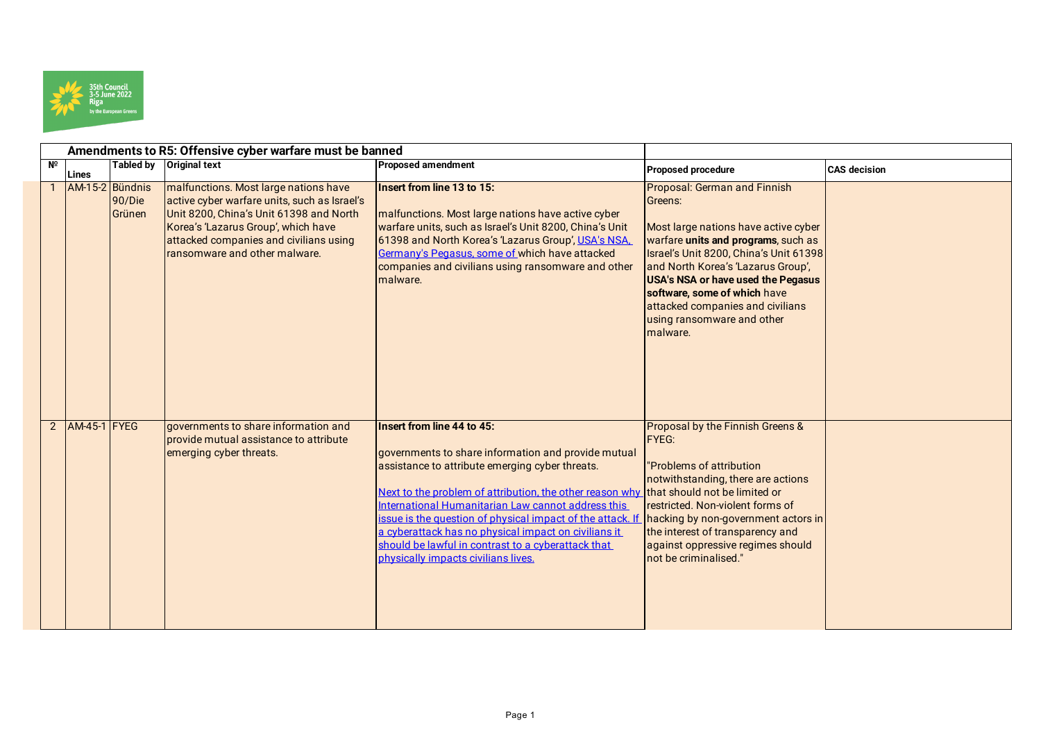## Amendments to R5: Offensive cyber warfare must be banned

| Nº | Lines | Tabled by | Original text | Proposed amendment | Proposed procedure | CAS decision |
|---|---|---|---|---|---|---|
| 1 | AM-15-2 | Bündnis 90/Die Grünen | malfunctions. Most large nations have active cyber warfare units, such as Israel's Unit 8200, China's Unit 61398 and North Korea's 'Lazarus Group', which have attacked companies and civilians using ransomware and other malware. | **Insert from line 13 to 15:**<br><br>malfunctions. Most large nations have active cyber warfare units, such as Israel's Unit 8200, China's Unit 61398 and North Korea's 'Lazarus Group', USA's NSA, Germany's Pegasus, some of which have attacked companies and civilians using ransomware and other malware. | Proposal: German and Finnish Greens:<br><br>Most large nations have active cyber warfare **units and programs**, such as Israel's Unit 8200, China's Unit 61398 and North Korea's 'Lazarus Group', **USA's NSA or have used the Pegasus software, some of which** have attacked companies and civilians using ransomware and other malware. | |
| 2 | AM-45-1 | FYEG | governments to share information and provide mutual assistance to attribute emerging cyber threats. | **Insert from line 44 to 45:**<br><br>governments to share information and provide mutual assistance to attribute emerging cyber threats.<br><br>Next to the problem of attribution, the other reason why International Humanitarian Law cannot address this issue is the question of physical impact of the attack. If a cyberattack has no physical impact on civilians it should be lawful in contrast to a cyberattack that physically impacts civilians lives. | Proposal by the Finnish Greens & FYEG:<br><br>"Problems of attribution notwithstanding, there are actions that should not be limited or restricted. Non-violent forms of hacking by non-government actors in the interest of transparency and against oppressive regimes should not be criminalised." | |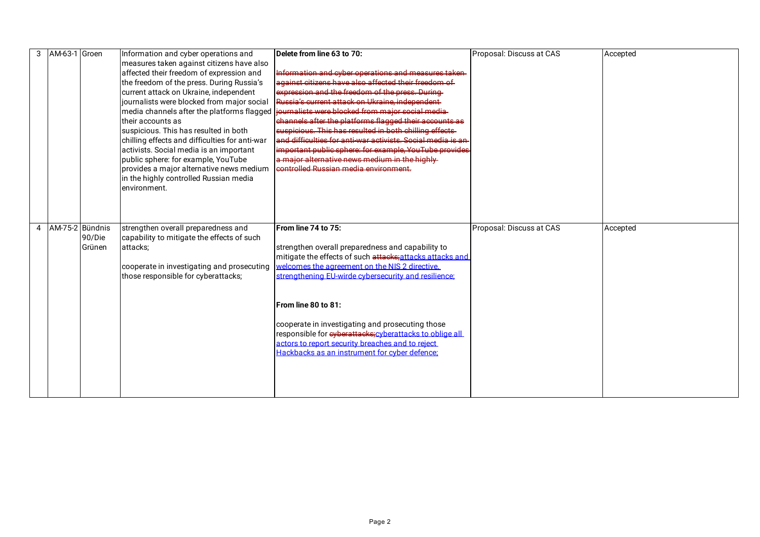| | | | | | | |
|---|---|---|---|---|---|---|
| 3 | AM-63-1 | Groen | Information and cyber operations and measures taken against citizens have also affected their freedom of expression and the freedom of the press. During Russia's current attack on Ukraine, independent journalists were blocked from major social media channels after the platforms flagged their accounts as suspicious. This has resulted in both chilling effects and difficulties for anti-war activists. Social media is an important public sphere: for example, YouTube provides a major alternative news medium in the highly controlled Russian media environment. | **Delete from line 63 to 70:**<br><br>~~Information and cyber operations and measures taken against citizens have also affected their freedom of expression and the freedom of the press. During Russia's current attack on Ukraine, independent journalists were blocked from major social media channels after the platforms flagged their accounts as suspicious. This has resulted in both chilling effects and difficulties for anti-war activists. Social media is an important public sphere: for example, YouTube provides a major alternative news medium in the highly controlled Russian media environment.~~ | Proposal: Discuss at CAS | Accepted |
| 4 | AM-75-2 | Bündnis 90/Die Grünen | strengthen overall preparedness and capability to mitigate the effects of such attacks;<br><br>cooperate in investigating and prosecuting those responsible for cyberattacks; | **From line 74 to 75:**<br><br>strengthen overall preparedness and capability to mitigate the effects of such ~~attacks;~~attacks attacks and welcomes the agreement on the NIS 2 directive, strengthening EU-wirde cybersecurity and resilience;<br><br>**From line 80 to 81:**<br><br>cooperate in investigating and prosecuting those responsible for ~~cyberattacks;~~cyberattacks to oblige all actors to report security breaches and to reject Hackbacks as an instrument for cyber defence; | Proposal: Discuss at CAS | Accepted |